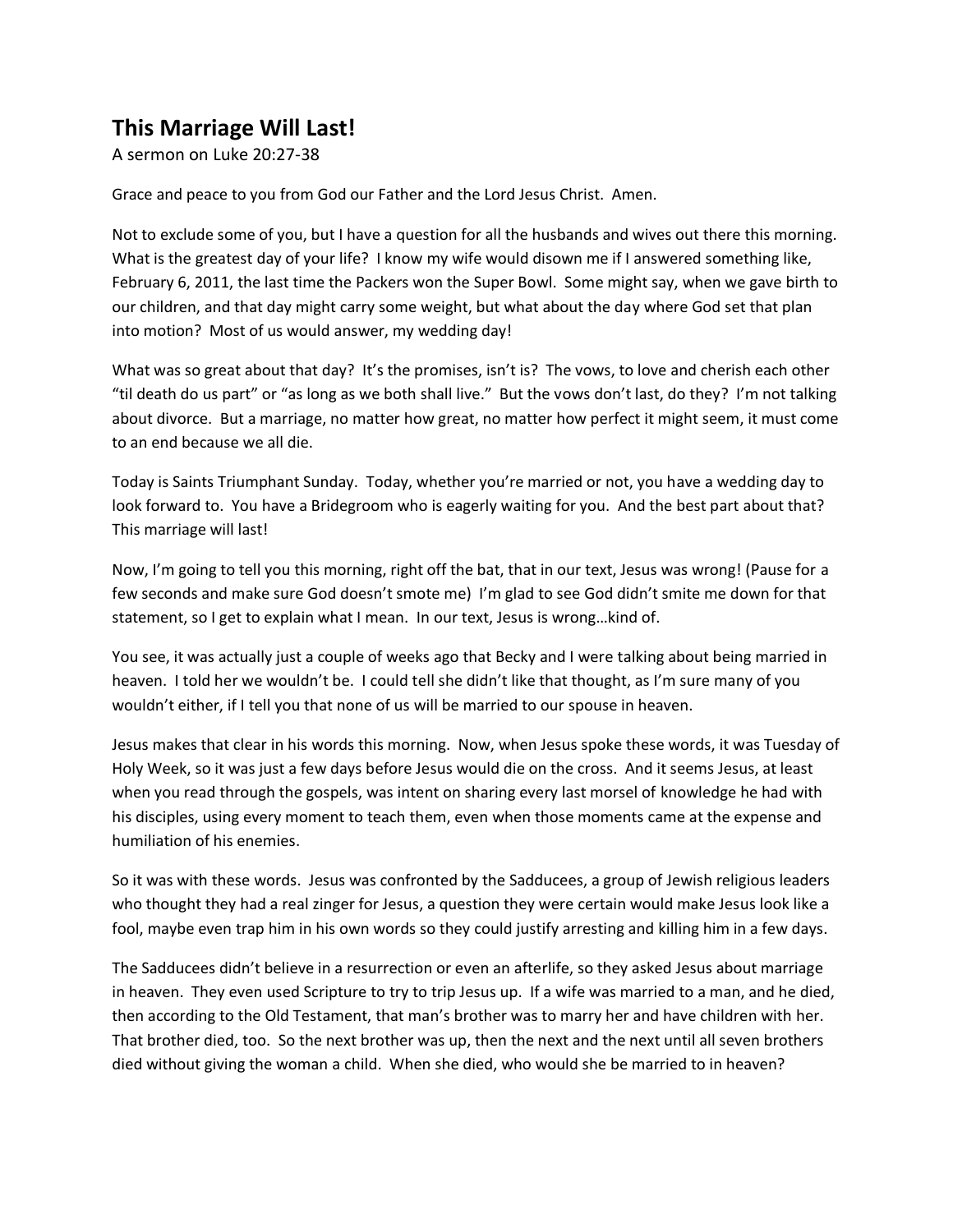# This Marriage Will Last!

A sermon on Luke 20:27-38

Grace and peace to you from God our Father and the Lord Jesus Christ. Amen.

Not to exclude some of you, but I have a question for all the husbands and wives out there this morning. What is the greatest day of your life? I know my wife would disown me if I answered something like, February 6, 2011, the last time the Packers won the Super Bowl. Some might say, when we gave birth to our children, and that day might carry some weight, but what about the day where God set that plan into motion? Most of us would answer, my wedding day!

What was so great about that day? It's the promises, isn't is? The vows, to love and cherish each other "til death do us part" or "as long as we both shall live." But the vows don't last, do they? I'm not talking about divorce. But a marriage, no matter how great, no matter how perfect it might seem, it must come to an end because we all die.

Today is Saints Triumphant Sunday. Today, whether you're married or not, you have a wedding day to look forward to. You have a Bridegroom who is eagerly waiting for you. And the best part about that? This marriage will last!

Now, I'm going to tell you this morning, right off the bat, that in our text, Jesus was wrong! (Pause for a few seconds and make sure God doesn't smote me) I'm glad to see God didn't smite me down for that statement, so I get to explain what I mean. In our text, Jesus is wrong…kind of.

You see, it was actually just a couple of weeks ago that Becky and I were talking about being married in heaven. I told her we wouldn't be. I could tell she didn't like that thought, as I'm sure many of you wouldn't either, if I tell you that none of us will be married to our spouse in heaven.

Jesus makes that clear in his words this morning. Now, when Jesus spoke these words, it was Tuesday of Holy Week, so it was just a few days before Jesus would die on the cross. And it seems Jesus, at least when you read through the gospels, was intent on sharing every last morsel of knowledge he had with his disciples, using every moment to teach them, even when those moments came at the expense and humiliation of his enemies.

So it was with these words. Jesus was confronted by the Sadducees, a group of Jewish religious leaders who thought they had a real zinger for Jesus, a question they were certain would make Jesus look like a fool, maybe even trap him in his own words so they could justify arresting and killing him in a few days.

The Sadducees didn't believe in a resurrection or even an afterlife, so they asked Jesus about marriage in heaven. They even used Scripture to try to trip Jesus up. If a wife was married to a man, and he died, then according to the Old Testament, that man's brother was to marry her and have children with her. That brother died, too. So the next brother was up, then the next and the next until all seven brothers died without giving the woman a child. When she died, who would she be married to in heaven?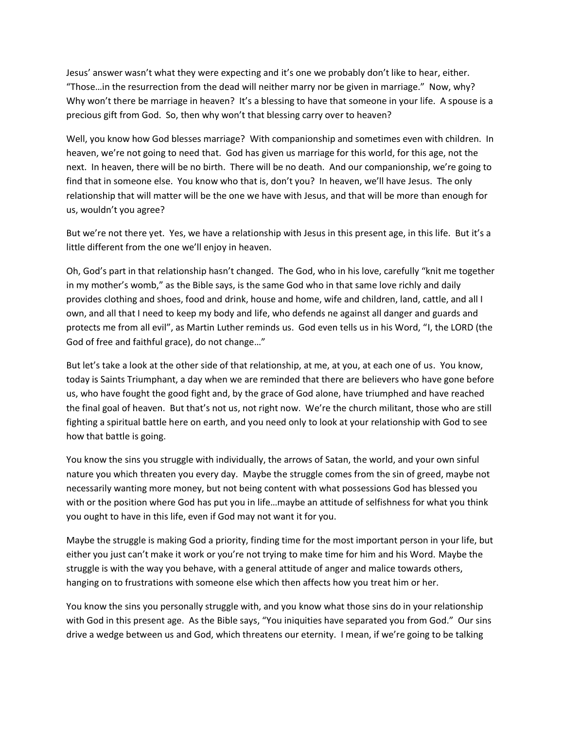Jesus' answer wasn't what they were expecting and it's one we probably don't like to hear, either. "Those…in the resurrection from the dead will neither marry nor be given in marriage." Now, why? Why won't there be marriage in heaven? It's a blessing to have that someone in your life. A spouse is a precious gift from God. So, then why won't that blessing carry over to heaven?

Well, you know how God blesses marriage? With companionship and sometimes even with children. In heaven, we're not going to need that. God has given us marriage for this world, for this age, not the next. In heaven, there will be no birth. There will be no death. And our companionship, we're going to find that in someone else. You know who that is, don't you? In heaven, we'll have Jesus. The only relationship that will matter will be the one we have with Jesus, and that will be more than enough for us, wouldn't you agree?

But we're not there yet. Yes, we have a relationship with Jesus in this present age, in this life. But it's a little different from the one we'll enjoy in heaven.

Oh, God's part in that relationship hasn't changed. The God, who in his love, carefully "knit me together in my mother's womb," as the Bible says, is the same God who in that same love richly and daily provides clothing and shoes, food and drink, house and home, wife and children, land, cattle, and all I own, and all that I need to keep my body and life, who defends ne against all danger and guards and protects me from all evil", as Martin Luther reminds us. God even tells us in his Word, "I, the LORD (the God of free and faithful grace), do not change…"

But let's take a look at the other side of that relationship, at me, at you, at each one of us. You know, today is Saints Triumphant, a day when we are reminded that there are believers who have gone before us, who have fought the good fight and, by the grace of God alone, have triumphed and have reached the final goal of heaven. But that's not us, not right now. We're the church militant, those who are still fighting a spiritual battle here on earth, and you need only to look at your relationship with God to see how that battle is going.

You know the sins you struggle with individually, the arrows of Satan, the world, and your own sinful nature you which threaten you every day. Maybe the struggle comes from the sin of greed, maybe not necessarily wanting more money, but not being content with what possessions God has blessed you with or the position where God has put you in life…maybe an attitude of selfishness for what you think you ought to have in this life, even if God may not want it for you.

Maybe the struggle is making God a priority, finding time for the most important person in your life, but either you just can't make it work or you're not trying to make time for him and his Word. Maybe the struggle is with the way you behave, with a general attitude of anger and malice towards others, hanging on to frustrations with someone else which then affects how you treat him or her.

You know the sins you personally struggle with, and you know what those sins do in your relationship with God in this present age. As the Bible says, "You iniquities have separated you from God." Our sins drive a wedge between us and God, which threatens our eternity. I mean, if we're going to be talking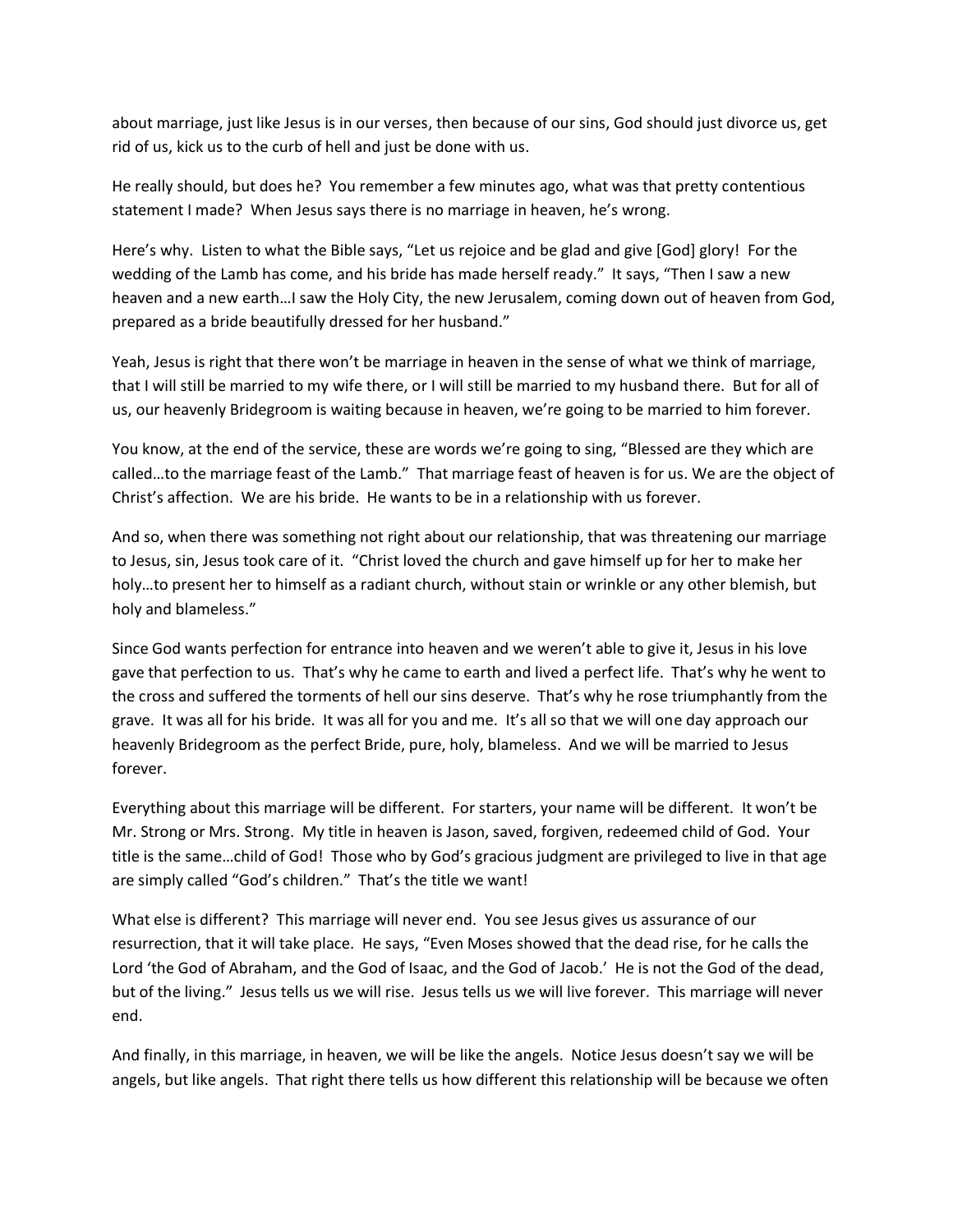about marriage, just like Jesus is in our verses, then because of our sins, God should just divorce us, get rid of us, kick us to the curb of hell and just be done with us.

He really should, but does he? You remember a few minutes ago, what was that pretty contentious statement I made? When Jesus says there is no marriage in heaven, he's wrong.

Here's why. Listen to what the Bible says, "Let us rejoice and be glad and give [God] glory! For the wedding of the Lamb has come, and his bride has made herself ready." It says, "Then I saw a new heaven and a new earth…I saw the Holy City, the new Jerusalem, coming down out of heaven from God, prepared as a bride beautifully dressed for her husband."

Yeah, Jesus is right that there won't be marriage in heaven in the sense of what we think of marriage, that I will still be married to my wife there, or I will still be married to my husband there. But for all of us, our heavenly Bridegroom is waiting because in heaven, we're going to be married to him forever.

You know, at the end of the service, these are words we're going to sing, "Blessed are they which are called…to the marriage feast of the Lamb." That marriage feast of heaven is for us. We are the object of Christ's affection. We are his bride. He wants to be in a relationship with us forever.

And so, when there was something not right about our relationship, that was threatening our marriage to Jesus, sin, Jesus took care of it. "Christ loved the church and gave himself up for her to make her holy…to present her to himself as a radiant church, without stain or wrinkle or any other blemish, but holy and blameless."

Since God wants perfection for entrance into heaven and we weren't able to give it, Jesus in his love gave that perfection to us. That's why he came to earth and lived a perfect life. That's why he went to the cross and suffered the torments of hell our sins deserve. That's why he rose triumphantly from the grave. It was all for his bride. It was all for you and me. It's all so that we will one day approach our heavenly Bridegroom as the perfect Bride, pure, holy, blameless. And we will be married to Jesus forever.

Everything about this marriage will be different. For starters, your name will be different. It won't be Mr. Strong or Mrs. Strong. My title in heaven is Jason, saved, forgiven, redeemed child of God. Your title is the same…child of God! Those who by God's gracious judgment are privileged to live in that age are simply called "God's children." That's the title we want!

What else is different? This marriage will never end. You see Jesus gives us assurance of our resurrection, that it will take place. He says, "Even Moses showed that the dead rise, for he calls the Lord 'the God of Abraham, and the God of Isaac, and the God of Jacob.' He is not the God of the dead, but of the living." Jesus tells us we will rise. Jesus tells us we will live forever. This marriage will never end.

And finally, in this marriage, in heaven, we will be like the angels. Notice Jesus doesn't say we will be angels, but like angels. That right there tells us how different this relationship will be because we often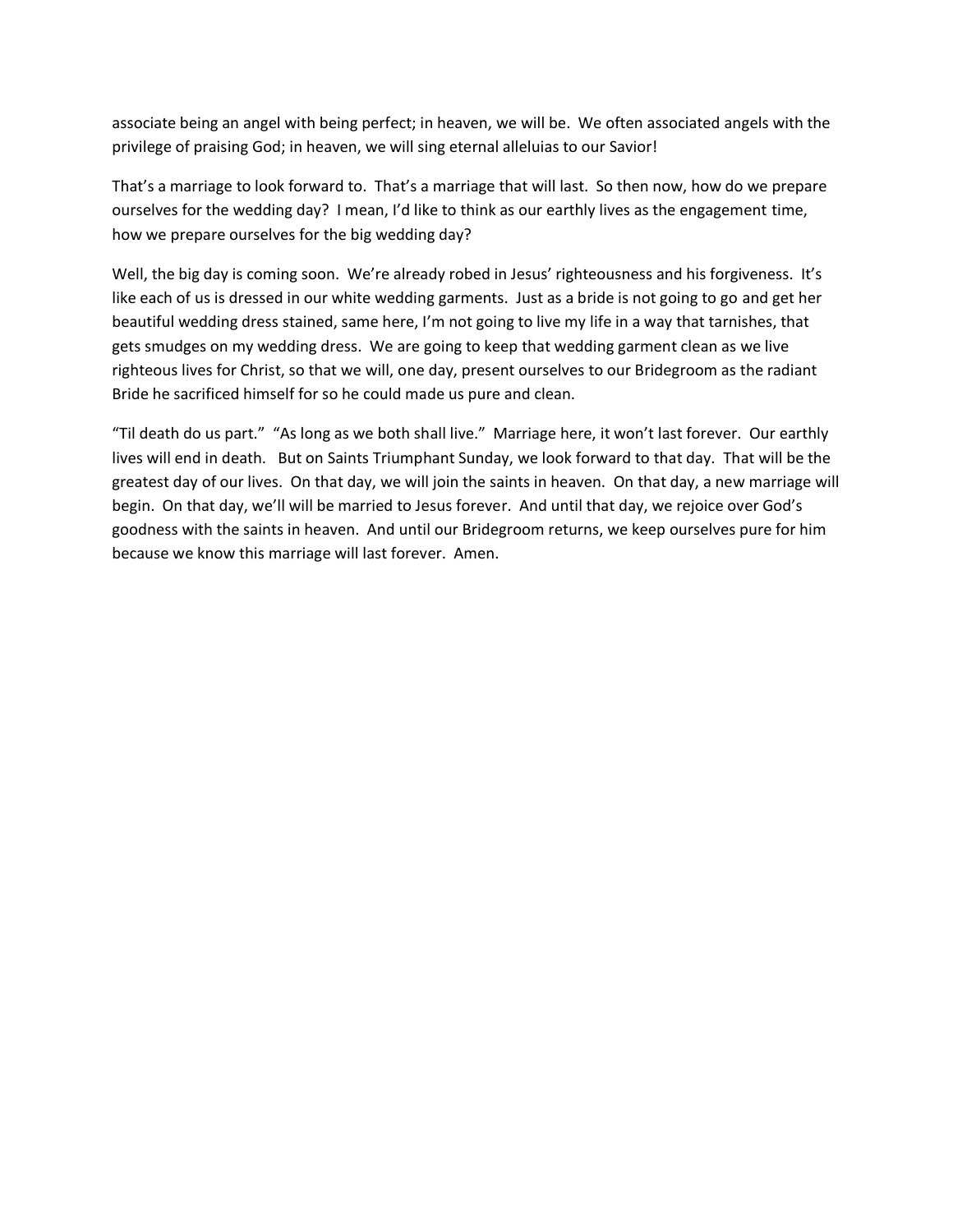associate being an angel with being perfect; in heaven, we will be. We often associated angels with the privilege of praising God; in heaven, we will sing eternal alleluias to our Savior!

That's a marriage to look forward to. That's a marriage that will last. So then now, how do we prepare ourselves for the wedding day? I mean, I'd like to think as our earthly lives as the engagement time, how we prepare ourselves for the big wedding day?

Well, the big day is coming soon. We're already robed in Jesus' righteousness and his forgiveness. It's like each of us is dressed in our white wedding garments. Just as a bride is not going to go and get her beautiful wedding dress stained, same here, I'm not going to live my life in a way that tarnishes, that gets smudges on my wedding dress. We are going to keep that wedding garment clean as we live righteous lives for Christ, so that we will, one day, present ourselves to our Bridegroom as the radiant Bride he sacrificed himself for so he could made us pure and clean.

"Til death do us part." "As long as we both shall live." Marriage here, it won't last forever. Our earthly lives will end in death. But on Saints Triumphant Sunday, we look forward to that day. That will be the greatest day of our lives. On that day, we will join the saints in heaven. On that day, a new marriage will begin. On that day, we'll will be married to Jesus forever. And until that day, we rejoice over God's goodness with the saints in heaven. And until our Bridegroom returns, we keep ourselves pure for him because we know this marriage will last forever. Amen.